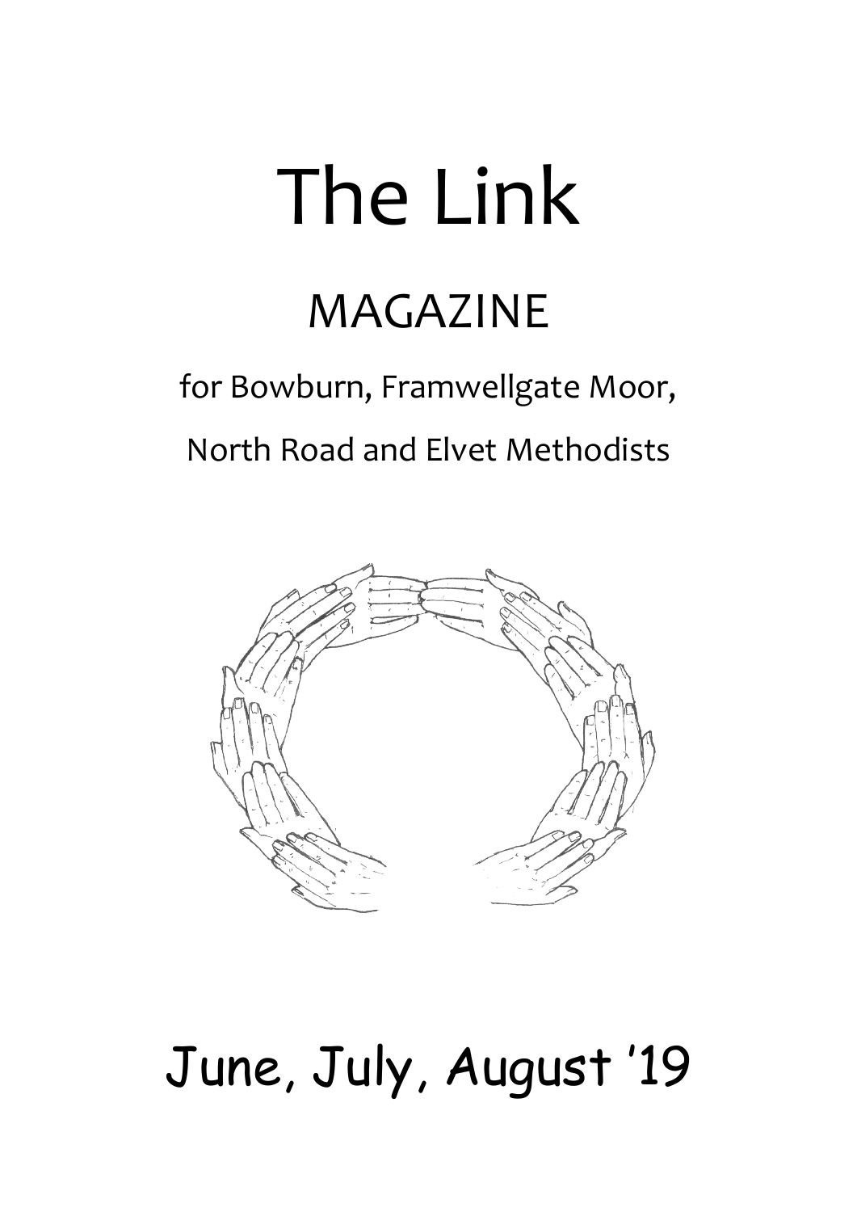# The Link

## MAGAZINE

for Bowburn, Framwellgate Moor, North Road and Elvet Methodists

June, July, August '19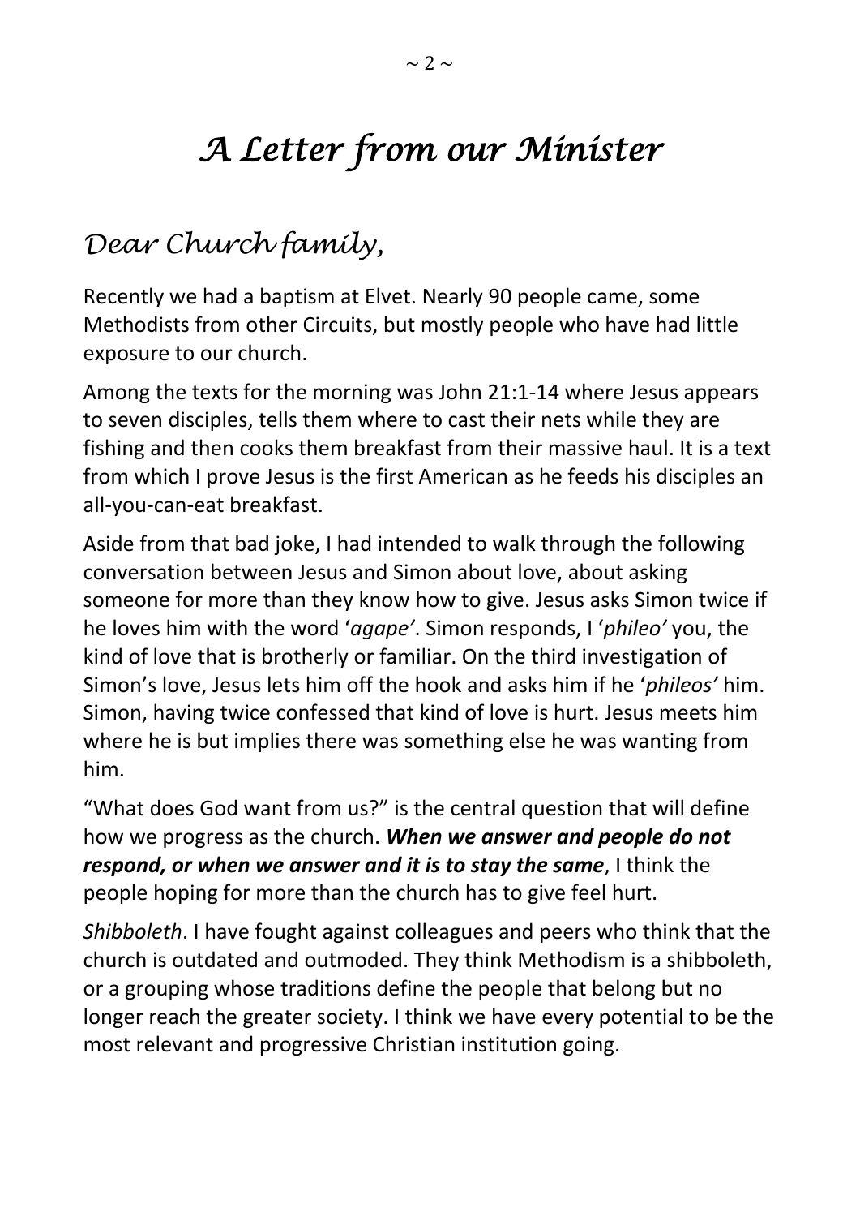# *A Letter from our Minister*

## *Dear Church family,*

Recently we had a baptism at Elvet. Nearly 90 people came, some Methodists from other Circuits, but mostly people who have had little exposure to our church.

Among the texts for the morning was John 21:1-14 where Jesus appears to seven disciples, tells them where to cast their nets while they are fishing and then cooks them breakfast from their massive haul. It is a text from which I prove Jesus is the first American as he feeds his disciples an all-you-can-eat breakfast.

Aside from that bad joke, I had intended to walk through the following conversation between Jesus and Simon about love, about asking someone for more than they know how to give. Jesus asks Simon twice if he loves him with the word '*agape'*. Simon responds, I '*phileo'* you, the kind of love that is brotherly or familiar. On the third investigation of Simon's love, Jesus lets him off the hook and asks him if he '*phileos'* him. Simon, having twice confessed that kind of love is hurt. Jesus meets him where he is but implies there was something else he was wanting from him.

"What does God want from us?" is the central question that will define how we progress as the church. ***When we answer and people do not respond, or when we answer and it is to stay the same***, I think the people hoping for more than the church has to give feel hurt.

*Shibboleth*. I have fought against colleagues and peers who think that the church is outdated and outmoded. They think Methodism is a shibboleth, or a grouping whose traditions define the people that belong but no longer reach the greater society. I think we have every potential to be the most relevant and progressive Christian institution going.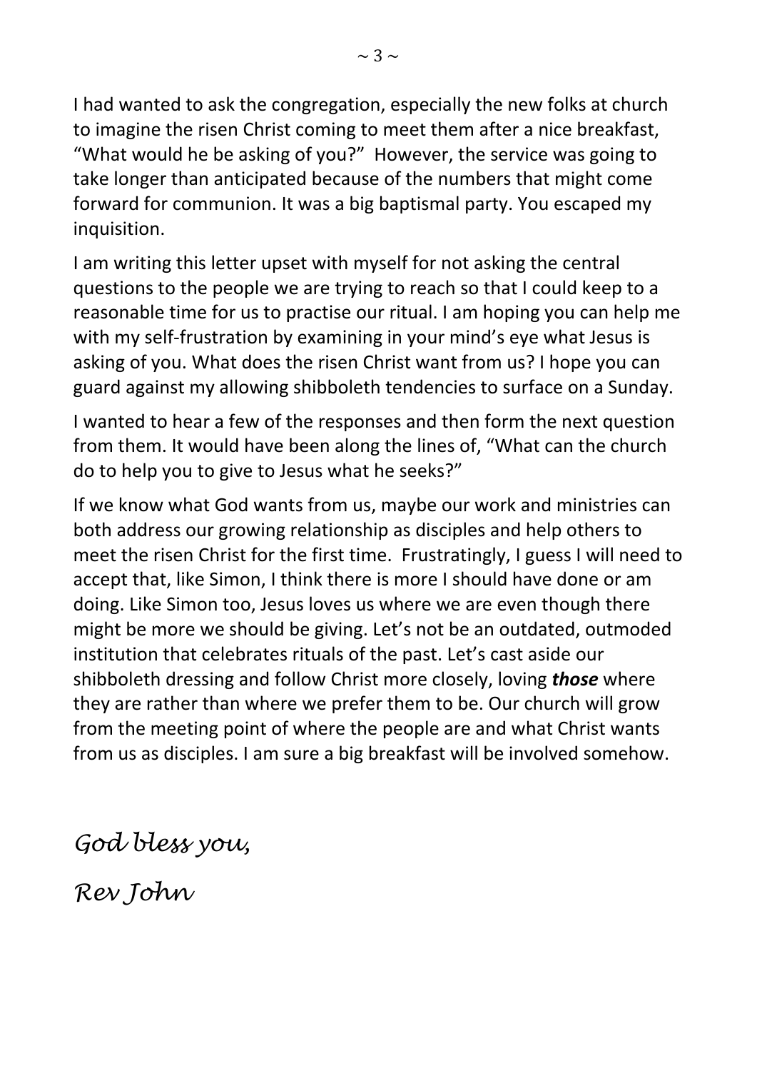I had wanted to ask the congregation, especially the new folks at church to imagine the risen Christ coming to meet them after a nice breakfast, "What would he be asking of you?"  However, the service was going to take longer than anticipated because of the numbers that might come forward for communion. It was a big baptismal party. You escaped my inquisition.

I am writing this letter upset with myself for not asking the central questions to the people we are trying to reach so that I could keep to a reasonable time for us to practise our ritual. I am hoping you can help me with my self-frustration by examining in your mind's eye what Jesus is asking of you. What does the risen Christ want from us? I hope you can guard against my allowing shibboleth tendencies to surface on a Sunday.

I wanted to hear a few of the responses and then form the next question from them. It would have been along the lines of, "What can the church do to help you to give to Jesus what he seeks?"

If we know what God wants from us, maybe our work and ministries can both address our growing relationship as disciples and help others to meet the risen Christ for the first time.  Frustratingly, I guess I will need to accept that, like Simon, I think there is more I should have done or am doing. Like Simon too, Jesus loves us where we are even though there might be more we should be giving. Let's not be an outdated, outmoded institution that celebrates rituals of the past. Let's cast aside our shibboleth dressing and follow Christ more closely, loving ***those*** where they are rather than where we prefer them to be. Our church will grow from the meeting point of where the people are and what Christ wants from us as disciples. I am sure a big breakfast will be involved somehow.

*God bless you,*

*Rev John*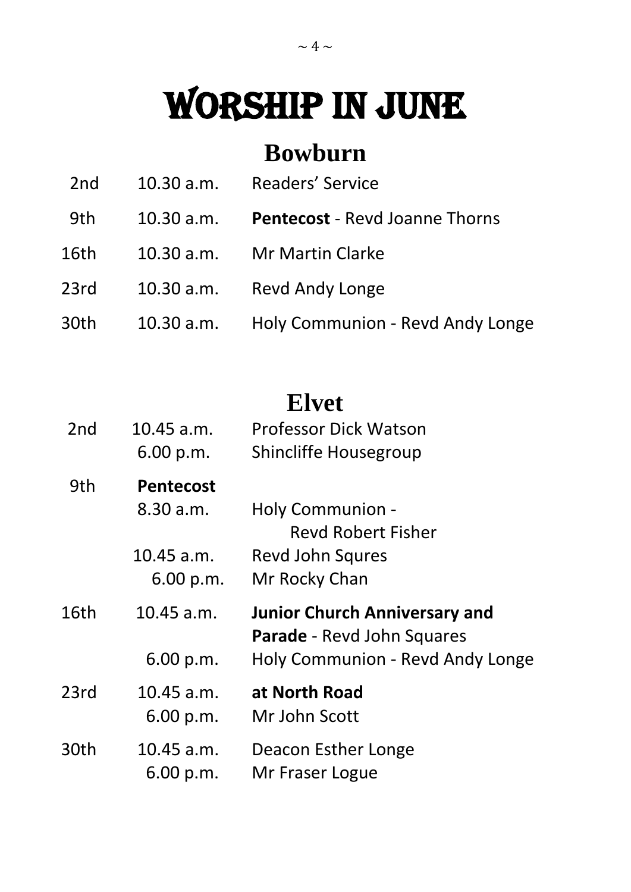# WORSHIP IN JUNE

## Bowburn

| | | |
|---|---|---|
| 2nd | 10.30 a.m. | Readers' Service |
| 9th | 10.30 a.m. | **Pentecost** - Revd Joanne Thorns |
| 16th | 10.30 a.m. | Mr Martin Clarke |
| 23rd | 10.30 a.m. | Revd Andy Longe |
| 30th | 10.30 a.m. | Holy Communion - Revd Andy Longe |

## Elvet

| | | |
|---|---|---|
| 2nd | 10.45 a.m. | Professor Dick Watson |
| | 6.00 p.m. | Shincliffe Housegroup |
| 9th | **Pentecost** | |
| | 8.30 a.m. | Holy Communion - Revd Robert Fisher |
| | 10.45 a.m. | Revd John Squres |
| | 6.00 p.m. | Mr Rocky Chan |
| 16th | 10.45 a.m. | **Junior Church Anniversary and Parade** - Revd John Squares |
| | 6.00 p.m. | Holy Communion - Revd Andy Longe |
| 23rd | 10.45 a.m. | **at North Road** |
| | 6.00 p.m. | Mr John Scott |
| 30th | 10.45 a.m. | Deacon Esther Longe |
| | 6.00 p.m. | Mr Fraser Logue |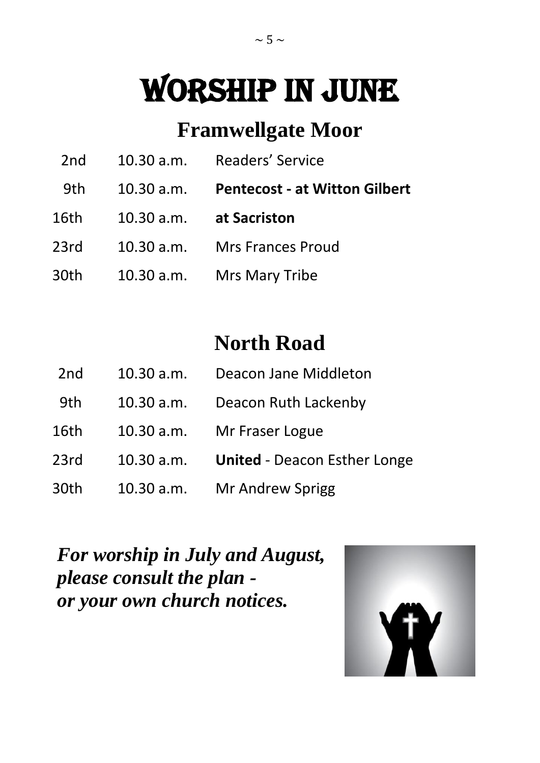# WORSHIP IN JUNE

## Framwellgate Moor

| | | |
|---|---|---|
| 2nd | 10.30 a.m. | Readers' Service |
| 9th | 10.30 a.m. | **Pentecost - at Witton Gilbert** |
| 16th | 10.30 a.m. | **at Sacriston** |
| 23rd | 10.30 a.m. | Mrs Frances Proud |
| 30th | 10.30 a.m. | Mrs Mary Tribe |

## North Road

| | | |
|---|---|---|
| 2nd | 10.30 a.m. | Deacon Jane Middleton |
| 9th | 10.30 a.m. | Deacon Ruth Lackenby |
| 16th | 10.30 a.m. | Mr Fraser Logue |
| 23rd | 10.30 a.m. | **United** - Deacon Esther Longe |
| 30th | 10.30 a.m. | Mr Andrew Sprigg |

***For worship in July and August, please consult the plan - or your own church notices.***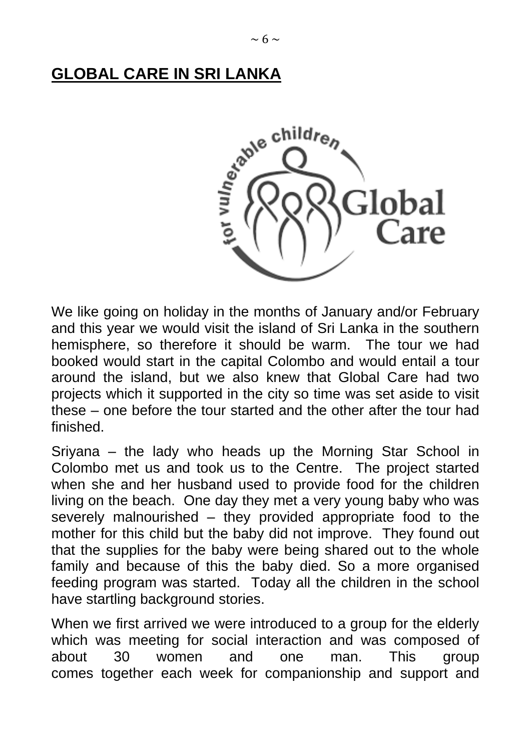## GLOBAL CARE IN SRI LANKA

We like going on holiday in the months of January and/or February and this year we would visit the island of Sri Lanka in the southern hemisphere, so therefore it should be warm. The tour we had booked would start in the capital Colombo and would entail a tour around the island, but we also knew that Global Care had two projects which it supported in the city so time was set aside to visit these – one before the tour started and the other after the tour had finished.

Sriyana – the lady who heads up the Morning Star School in Colombo met us and took us to the Centre. The project started when she and her husband used to provide food for the children living on the beach. One day they met a very young baby who was severely malnourished – they provided appropriate food to the mother for this child but the baby did not improve. They found out that the supplies for the baby were being shared out to the whole family and because of this the baby died. So a more organised feeding program was started. Today all the children in the school have startling background stories.

When we first arrived we were introduced to a group for the elderly which was meeting for social interaction and was composed of about 30 women and one man. This group comes together each week for companionship and support and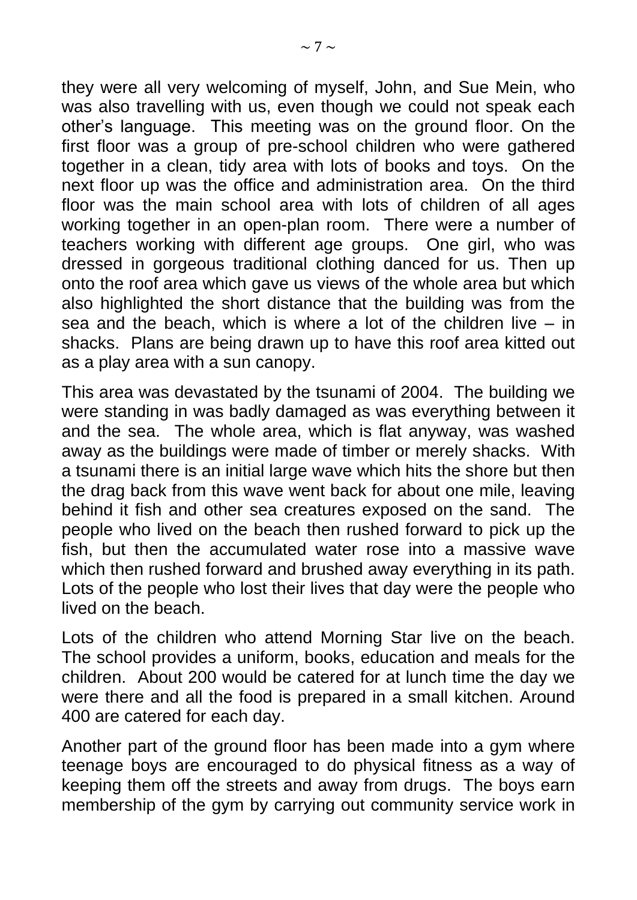they were all very welcoming of myself, John, and Sue Mein, who was also travelling with us, even though we could not speak each other's language. This meeting was on the ground floor. On the first floor was a group of pre-school children who were gathered together in a clean, tidy area with lots of books and toys. On the next floor up was the office and administration area. On the third floor was the main school area with lots of children of all ages working together in an open-plan room. There were a number of teachers working with different age groups. One girl, who was dressed in gorgeous traditional clothing danced for us. Then up onto the roof area which gave us views of the whole area but which also highlighted the short distance that the building was from the sea and the beach, which is where a lot of the children live – in shacks. Plans are being drawn up to have this roof area kitted out as a play area with a sun canopy.

This area was devastated by the tsunami of 2004. The building we were standing in was badly damaged as was everything between it and the sea. The whole area, which is flat anyway, was washed away as the buildings were made of timber or merely shacks. With a tsunami there is an initial large wave which hits the shore but then the drag back from this wave went back for about one mile, leaving behind it fish and other sea creatures exposed on the sand. The people who lived on the beach then rushed forward to pick up the fish, but then the accumulated water rose into a massive wave which then rushed forward and brushed away everything in its path. Lots of the people who lost their lives that day were the people who lived on the beach.

Lots of the children who attend Morning Star live on the beach. The school provides a uniform, books, education and meals for the children. About 200 would be catered for at lunch time the day we were there and all the food is prepared in a small kitchen. Around 400 are catered for each day.

Another part of the ground floor has been made into a gym where teenage boys are encouraged to do physical fitness as a way of keeping them off the streets and away from drugs. The boys earn membership of the gym by carrying out community service work in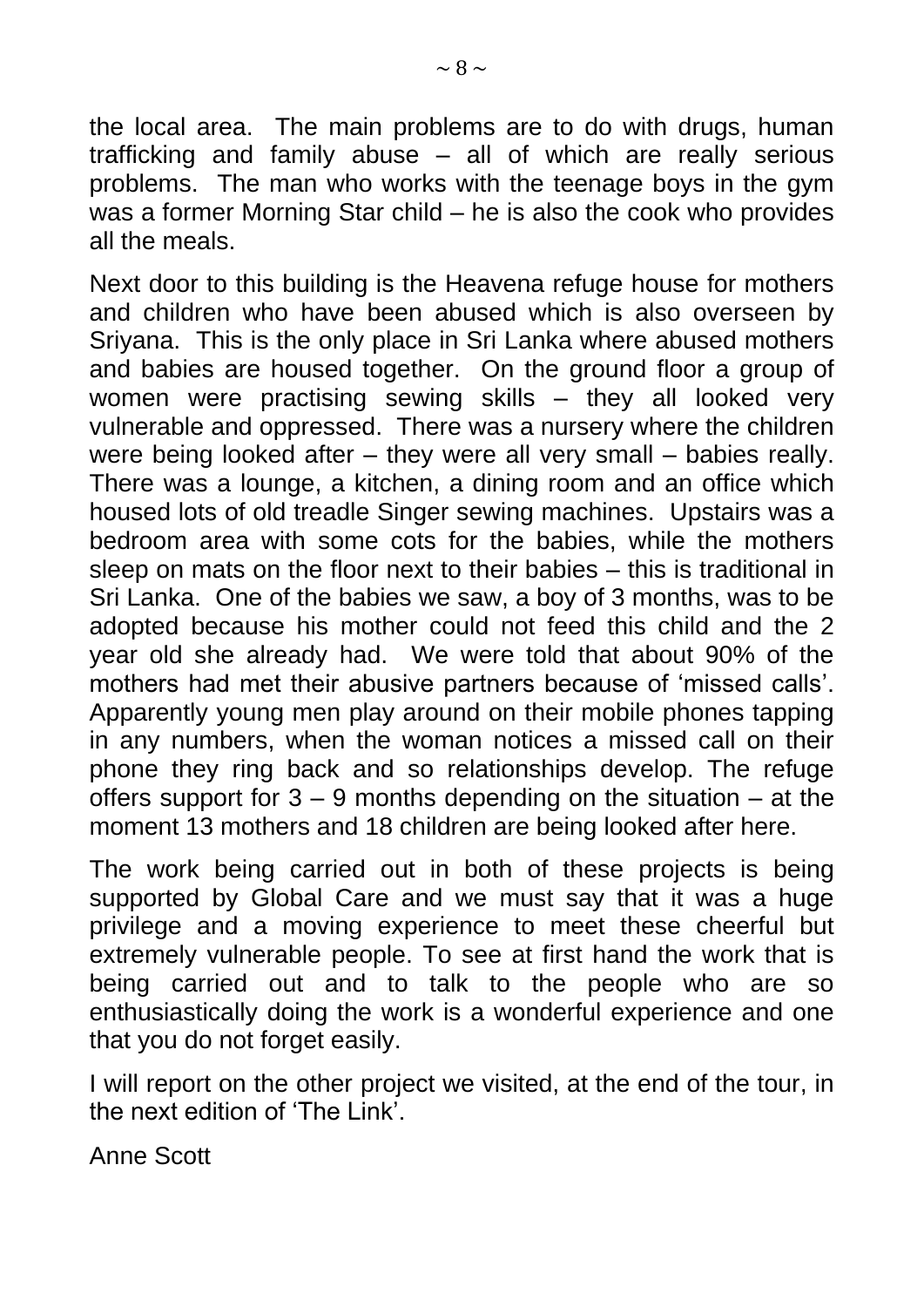the local area. The main problems are to do with drugs, human trafficking and family abuse – all of which are really serious problems. The man who works with the teenage boys in the gym was a former Morning Star child – he is also the cook who provides all the meals.

Next door to this building is the Heavena refuge house for mothers and children who have been abused which is also overseen by Sriyana. This is the only place in Sri Lanka where abused mothers and babies are housed together. On the ground floor a group of women were practising sewing skills – they all looked very vulnerable and oppressed. There was a nursery where the children were being looked after – they were all very small – babies really. There was a lounge, a kitchen, a dining room and an office which housed lots of old treadle Singer sewing machines. Upstairs was a bedroom area with some cots for the babies, while the mothers sleep on mats on the floor next to their babies – this is traditional in Sri Lanka. One of the babies we saw, a boy of 3 months, was to be adopted because his mother could not feed this child and the 2 year old she already had. We were told that about 90% of the mothers had met their abusive partners because of 'missed calls'. Apparently young men play around on their mobile phones tapping in any numbers, when the woman notices a missed call on their phone they ring back and so relationships develop. The refuge offers support for 3 – 9 months depending on the situation – at the moment 13 mothers and 18 children are being looked after here.

The work being carried out in both of these projects is being supported by Global Care and we must say that it was a huge privilege and a moving experience to meet these cheerful but extremely vulnerable people. To see at first hand the work that is being carried out and to talk to the people who are so enthusiastically doing the work is a wonderful experience and one that you do not forget easily.

I will report on the other project we visited, at the end of the tour, in the next edition of 'The Link'.

Anne Scott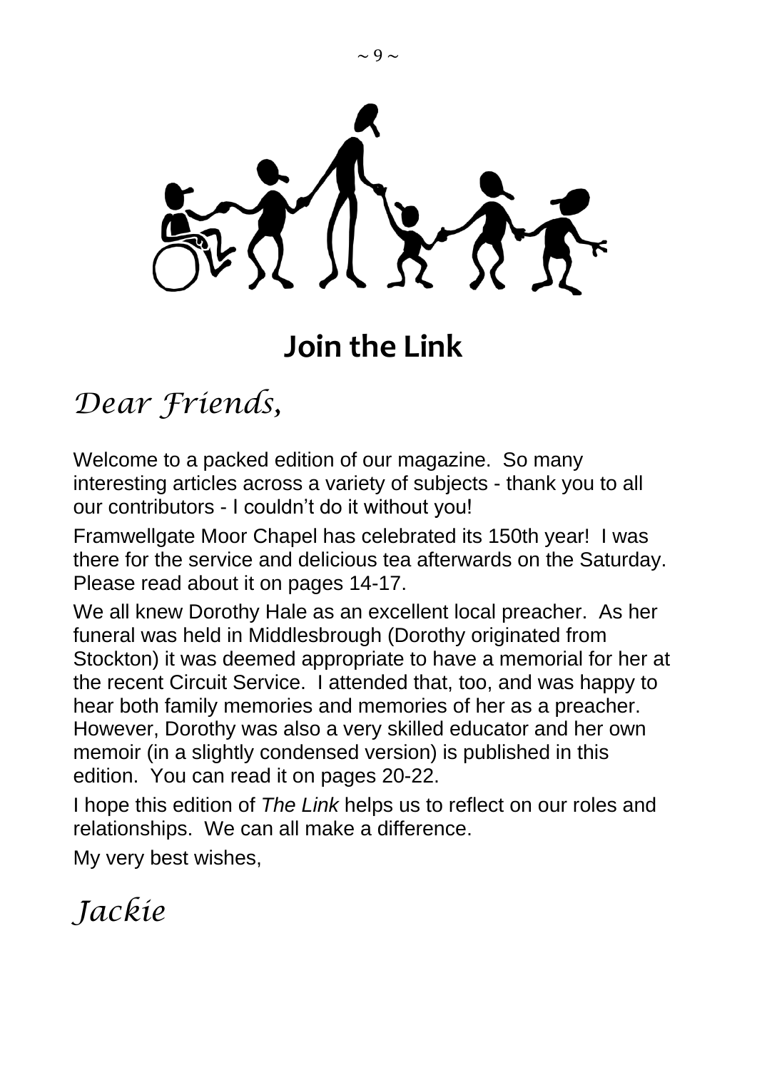# Join the Link

*Dear Friends,*

Welcome to a packed edition of our magazine. So many interesting articles across a variety of subjects - thank you to all our contributors - I couldn't do it without you!

Framwellgate Moor Chapel has celebrated its 150th year! I was there for the service and delicious tea afterwards on the Saturday. Please read about it on pages 14-17.

We all knew Dorothy Hale as an excellent local preacher. As her funeral was held in Middlesbrough (Dorothy originated from Stockton) it was deemed appropriate to have a memorial for her at the recent Circuit Service. I attended that, too, and was happy to hear both family memories and memories of her as a preacher. However, Dorothy was also a very skilled educator and her own memoir (in a slightly condensed version) is published in this edition. You can read it on pages 20-22.

I hope this edition of *The Link* helps us to reflect on our roles and relationships. We can all make a difference.

My very best wishes,

*Jackie*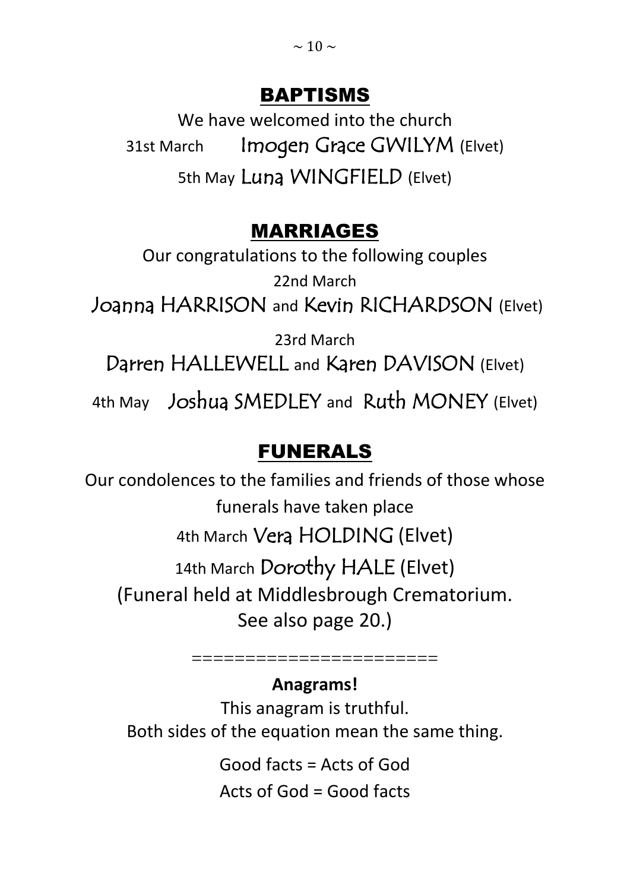## BAPTISMS

We have welcomed into the church

31st March Imogen Grace GWILYM (Elvet)

5th May Luna WINGFIELD (Elvet)

## MARRIAGES

Our congratulations to the following couples

22nd March

Joanna HARRISON and Kevin RICHARDSON (Elvet)

23rd March

Darren HALLEWELL and Karen DAVISON (Elvet)

4th May Joshua SMEDLEY and Ruth MONEY (Elvet)

## FUNERALS

Our condolences to the families and friends of those whose funerals have taken place

4th March Vera HOLDING (Elvet)

14th March Dorothy HALE (Elvet)

(Funeral held at Middlesbrough Crematorium. See also page 20.)

=======================

**Anagrams!**

This anagram is truthful.
Both sides of the equation mean the same thing.

Good facts = Acts of God

Acts of God = Good facts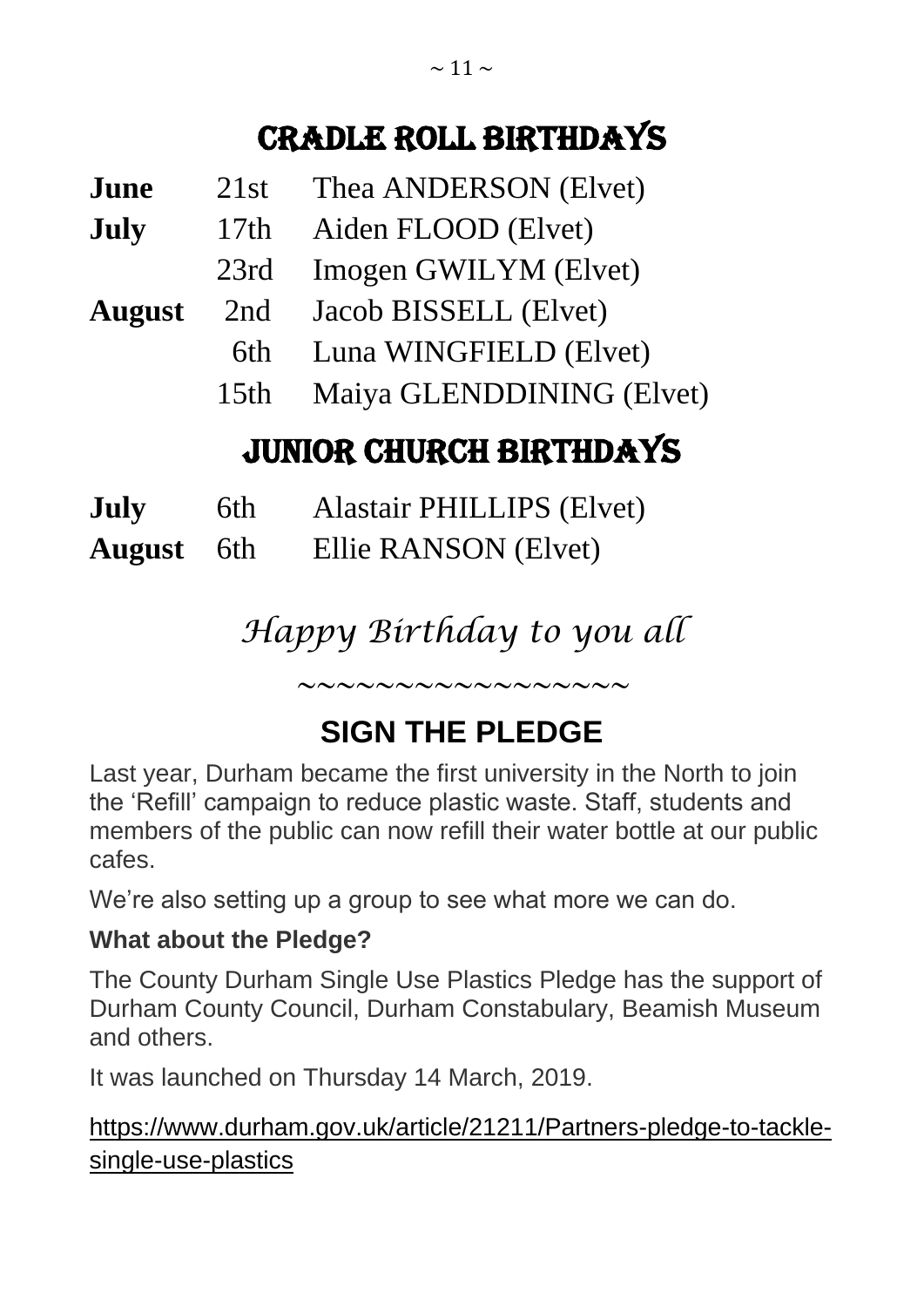# CRADLE ROLL BIRTHDAYS

| | | |
|---|---|---|
| **June** | 21st | Thea ANDERSON (Elvet) |
| **July** | 17th | Aiden FLOOD (Elvet) |
| | 23rd | Imogen GWILYM (Elvet) |
| **August** | 2nd | Jacob BISSELL (Elvet) |
| | 6th | Luna WINGFIELD (Elvet) |
| | 15th | Maiya GLENDDINING (Elvet) |

# JUNIOR CHURCH BIRTHDAYS

| | | |
|---|---|---|
| **July** | 6th | Alastair PHILLIPS (Elvet) |
| **August** | 6th | Ellie RANSON (Elvet) |

*Happy Birthday to you all*

~~~~~~~~~~~~~~~~~

## SIGN THE PLEDGE

Last year, Durham became the first university in the North to join the 'Refill' campaign to reduce plastic waste. Staff, students and members of the public can now refill their water bottle at our public cafes.

We're also setting up a group to see what more we can do.

**What about the Pledge?**

The County Durham Single Use Plastics Pledge has the support of Durham County Council, Durham Constabulary, Beamish Museum and others.

It was launched on Thursday 14 March, 2019.

https://www.durham.gov.uk/article/21211/Partners-pledge-to-tackle-single-use-plastics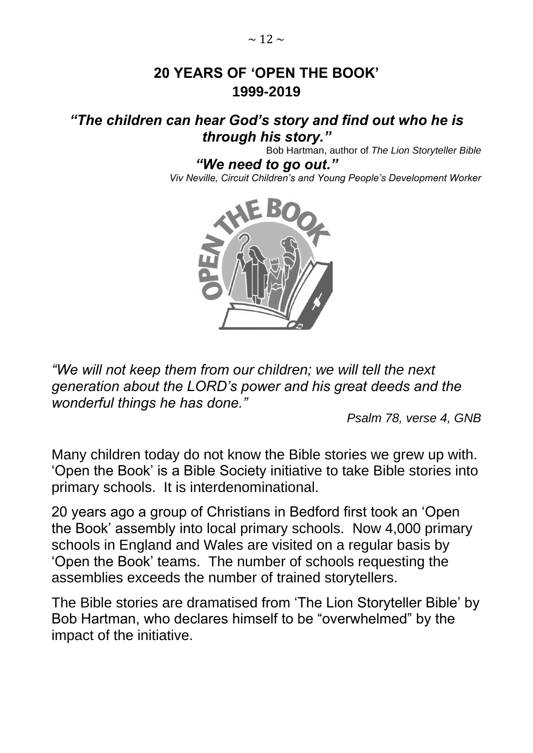# 20 YEARS OF 'OPEN THE BOOK' 1999-2019

***"The children can hear God's story and find out who he is through his story."***

Bob Hartman, author of *The Lion Storyteller Bible*

***"We need to go out."***

*Viv Neville, Circuit Children's and Young People's Development Worker*

*"We will not keep them from our children; we will tell the next generation about the LORD's power and his great deeds and the wonderful things he has done."*

*Psalm 78, verse 4, GNB*

Many children today do not know the Bible stories we grew up with. 'Open the Book' is a Bible Society initiative to take Bible stories into primary schools. It is interdenominational.

20 years ago a group of Christians in Bedford first took an 'Open the Book' assembly into local primary schools. Now 4,000 primary schools in England and Wales are visited on a regular basis by 'Open the Book' teams. The number of schools requesting the assemblies exceeds the number of trained storytellers.

The Bible stories are dramatised from 'The Lion Storyteller Bible' by Bob Hartman, who declares himself to be "overwhelmed" by the impact of the initiative.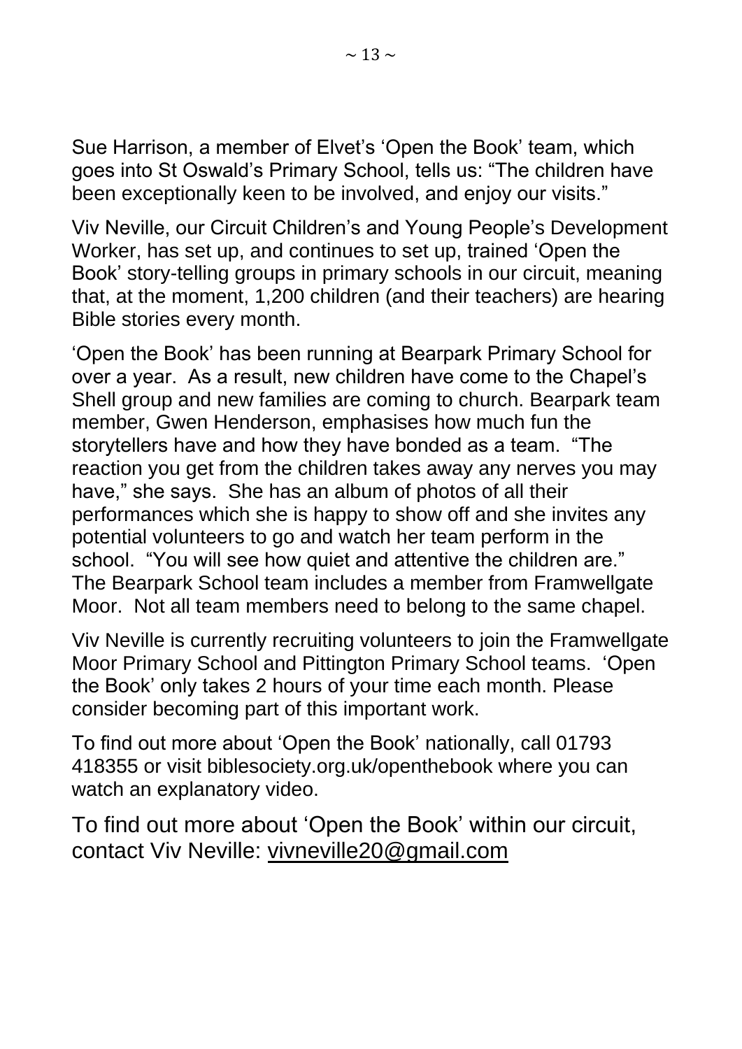Sue Harrison, a member of Elvet's 'Open the Book' team, which goes into St Oswald's Primary School, tells us: "The children have been exceptionally keen to be involved, and enjoy our visits."

Viv Neville, our Circuit Children's and Young People's Development Worker, has set up, and continues to set up, trained 'Open the Book' story-telling groups in primary schools in our circuit, meaning that, at the moment, 1,200 children (and their teachers) are hearing Bible stories every month.

'Open the Book' has been running at Bearpark Primary School for over a year. As a result, new children have come to the Chapel's Shell group and new families are coming to church. Bearpark team member, Gwen Henderson, emphasises how much fun the storytellers have and how they have bonded as a team. "The reaction you get from the children takes away any nerves you may have," she says. She has an album of photos of all their performances which she is happy to show off and she invites any potential volunteers to go and watch her team perform in the school. "You will see how quiet and attentive the children are." The Bearpark School team includes a member from Framwellgate Moor. Not all team members need to belong to the same chapel.

Viv Neville is currently recruiting volunteers to join the Framwellgate Moor Primary School and Pittington Primary School teams. 'Open the Book' only takes 2 hours of your time each month. Please consider becoming part of this important work.

To find out more about 'Open the Book' nationally, call 01793 418355 or visit biblesociety.org.uk/openthebook where you can watch an explanatory video.

To find out more about 'Open the Book' within our circuit, contact Viv Neville: vivneville20@gmail.com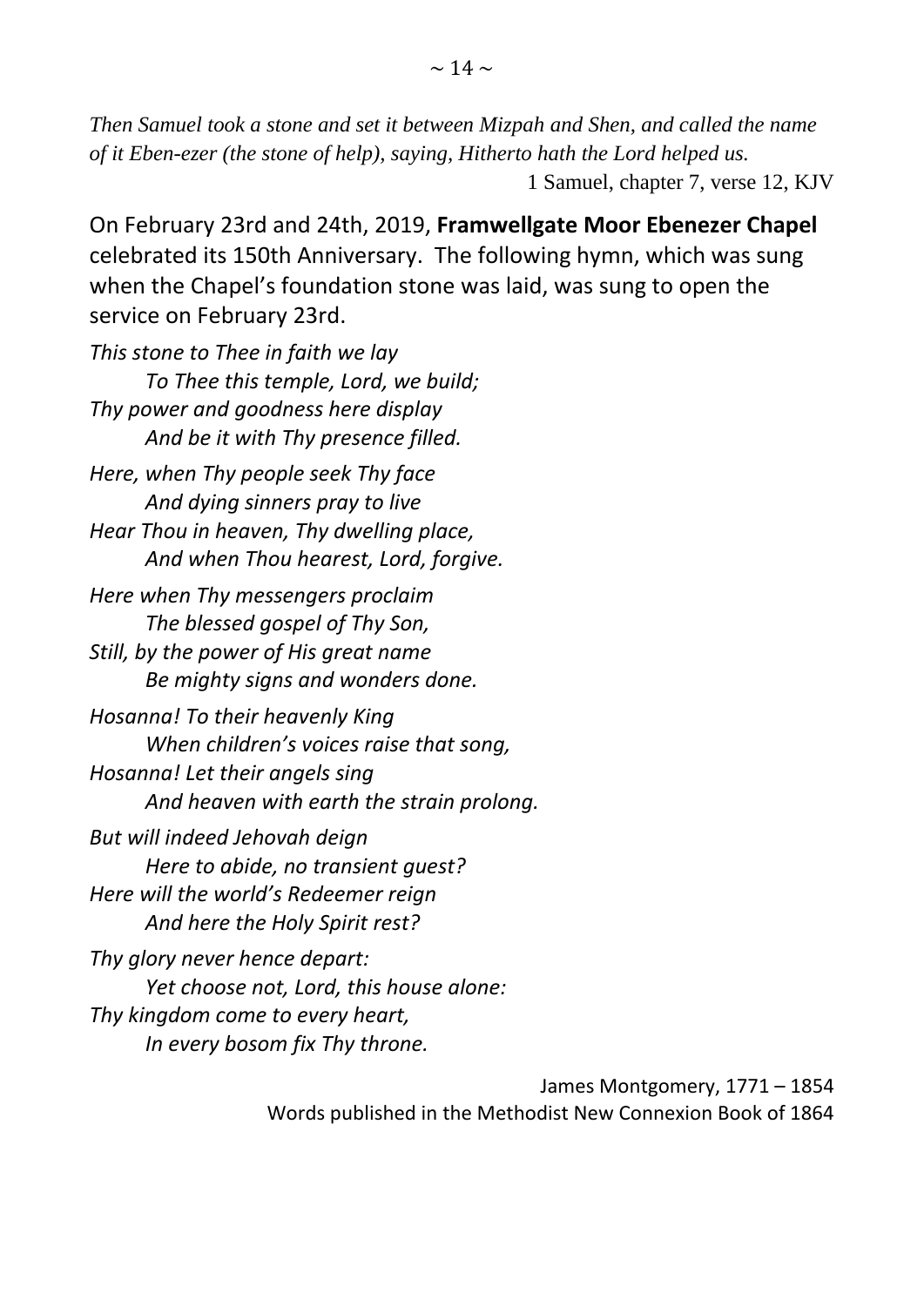*Then Samuel took a stone and set it between Mizpah and Shen, and called the name of it Eben-ezer (the stone of help), saying, Hitherto hath the Lord helped us.*

1 Samuel, chapter 7, verse 12, KJV

On February 23rd and 24th, 2019, **Framwellgate Moor Ebenezer Chapel** celebrated its 150th Anniversary. The following hymn, which was sung when the Chapel's foundation stone was laid, was sung to open the service on February 23rd.

*This stone to Thee in faith we lay*
*To Thee this temple, Lord, we build;*
*Thy power and goodness here display*
*And be it with Thy presence filled.*

*Here, when Thy people seek Thy face*
*And dying sinners pray to live*
*Hear Thou in heaven, Thy dwelling place,*
*And when Thou hearest, Lord, forgive.*

*Here when Thy messengers proclaim*
*The blessed gospel of Thy Son,*
*Still, by the power of His great name*
*Be mighty signs and wonders done.*

*Hosanna! To their heavenly King*
*When children's voices raise that song,*
*Hosanna! Let their angels sing*
*And heaven with earth the strain prolong.*

*But will indeed Jehovah deign*
*Here to abide, no transient guest?*
*Here will the world's Redeemer reign*
*And here the Holy Spirit rest?*

*Thy glory never hence depart:*
*Yet choose not, Lord, this house alone:*
*Thy kingdom come to every heart,*
*In every bosom fix Thy throne.*

James Montgomery, 1771 – 1854
Words published in the Methodist New Connexion Book of 1864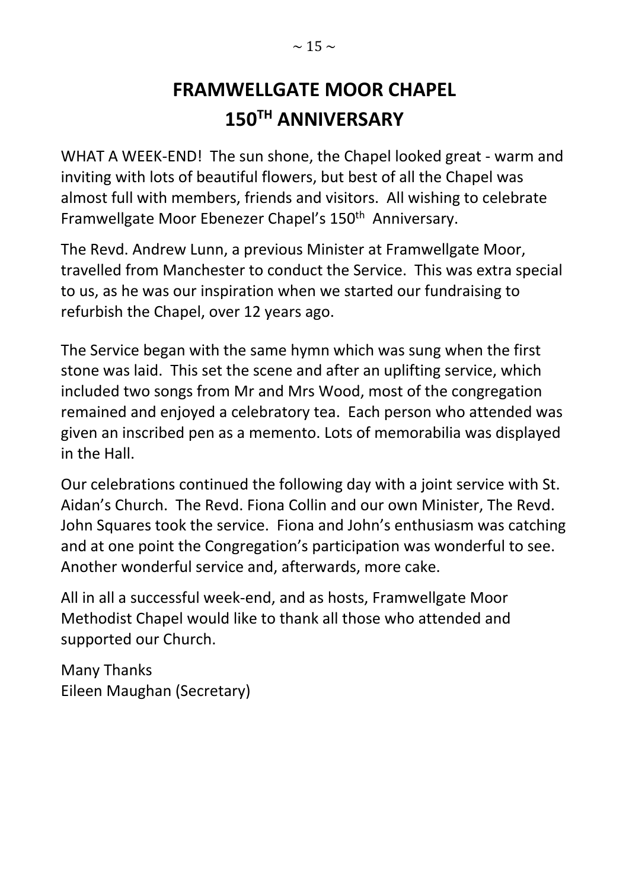# FRAMWELLGATE MOOR CHAPEL
# 150TH ANNIVERSARY

WHAT A WEEK-END! The sun shone, the Chapel looked great - warm and inviting with lots of beautiful flowers, but best of all the Chapel was almost full with members, friends and visitors. All wishing to celebrate Framwellgate Moor Ebenezer Chapel's 150th Anniversary.

The Revd. Andrew Lunn, a previous Minister at Framwellgate Moor, travelled from Manchester to conduct the Service. This was extra special to us, as he was our inspiration when we started our fundraising to refurbish the Chapel, over 12 years ago.

The Service began with the same hymn which was sung when the first stone was laid. This set the scene and after an uplifting service, which included two songs from Mr and Mrs Wood, most of the congregation remained and enjoyed a celebratory tea. Each person who attended was given an inscribed pen as a memento. Lots of memorabilia was displayed in the Hall.

Our celebrations continued the following day with a joint service with St. Aidan's Church. The Revd. Fiona Collin and our own Minister, The Revd. John Squares took the service. Fiona and John's enthusiasm was catching and at one point the Congregation's participation was wonderful to see. Another wonderful service and, afterwards, more cake.

All in all a successful week-end, and as hosts, Framwellgate Moor Methodist Chapel would like to thank all those who attended and supported our Church.

Many Thanks  
Eileen Maughan (Secretary)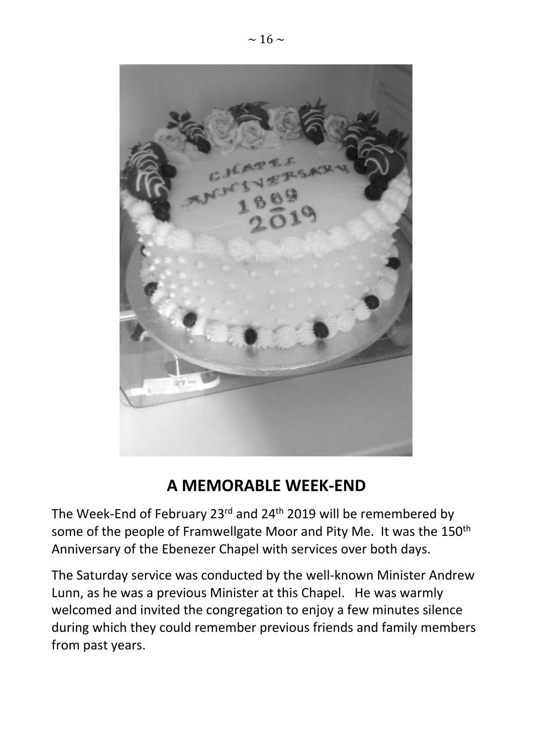## A MEMORABLE WEEK-END

The Week-End of February 23rd and 24th 2019 will be remembered by some of the people of Framwellgate Moor and Pity Me. It was the 150th Anniversary of the Ebenezer Chapel with services over both days.

The Saturday service was conducted by the well-known Minister Andrew Lunn, as he was a previous Minister at this Chapel. He was warmly welcomed and invited the congregation to enjoy a few minutes silence during which they could remember previous friends and family members from past years.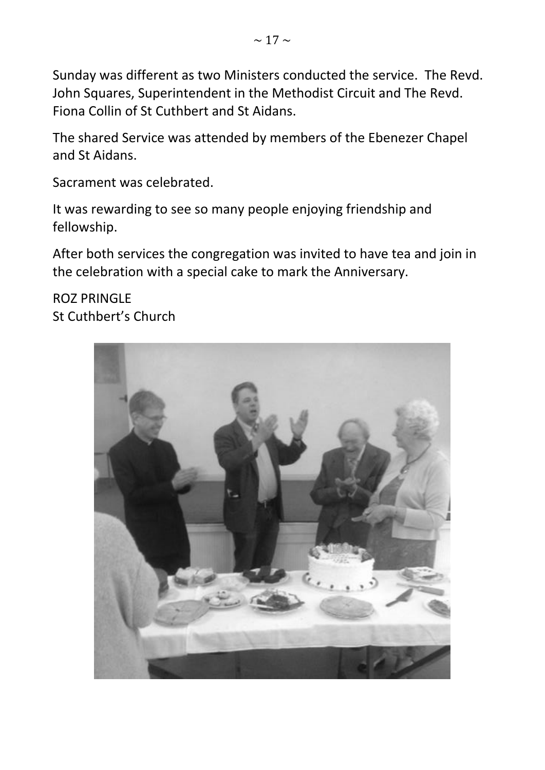Sunday was different as two Ministers conducted the service. The Revd. John Squares, Superintendent in the Methodist Circuit and The Revd. Fiona Collin of St Cuthbert and St Aidans.

The shared Service was attended by members of the Ebenezer Chapel and St Aidans.

Sacrament was celebrated.

It was rewarding to see so many people enjoying friendship and fellowship.

After both services the congregation was invited to have tea and join in the celebration with a special cake to mark the Anniversary.

ROZ PRINGLE  
St Cuthbert's Church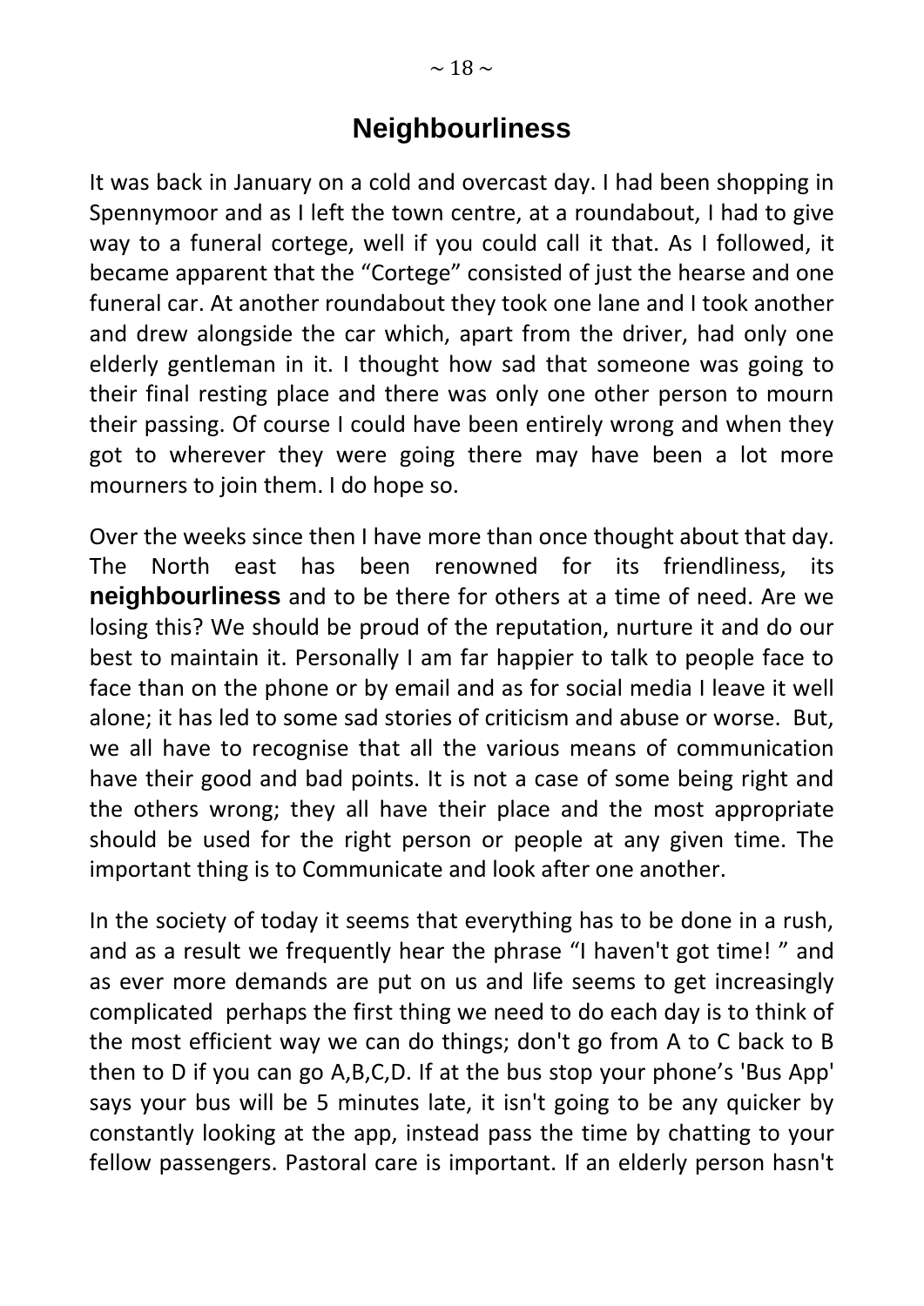# Neighbourliness

It was back in January on a cold and overcast day. I had been shopping in Spennymoor and as I left the town centre, at a roundabout, I had to give way to a funeral cortege, well if you could call it that. As I followed, it became apparent that the "Cortege" consisted of just the hearse and one funeral car. At another roundabout they took one lane and I took another and drew alongside the car which, apart from the driver, had only one elderly gentleman in it. I thought how sad that someone was going to their final resting place and there was only one other person to mourn their passing. Of course I could have been entirely wrong and when they got to wherever they were going there may have been a lot more mourners to join them. I do hope so.

Over the weeks since then I have more than once thought about that day. The North east has been renowned for its friendliness, its **neighbourliness** and to be there for others at a time of need. Are we losing this? We should be proud of the reputation, nurture it and do our best to maintain it. Personally I am far happier to talk to people face to face than on the phone or by email and as for social media I leave it well alone; it has led to some sad stories of criticism and abuse or worse. But, we all have to recognise that all the various means of communication have their good and bad points. It is not a case of some being right and the others wrong; they all have their place and the most appropriate should be used for the right person or people at any given time. The important thing is to Communicate and look after one another.

In the society of today it seems that everything has to be done in a rush, and as a result we frequently hear the phrase "I haven't got time! " and as ever more demands are put on us and life seems to get increasingly complicated perhaps the first thing we need to do each day is to think of the most efficient way we can do things; don't go from A to C back to B then to D if you can go A,B,C,D. If at the bus stop your phone's 'Bus App' says your bus will be 5 minutes late, it isn't going to be any quicker by constantly looking at the app, instead pass the time by chatting to your fellow passengers. Pastoral care is important. If an elderly person hasn't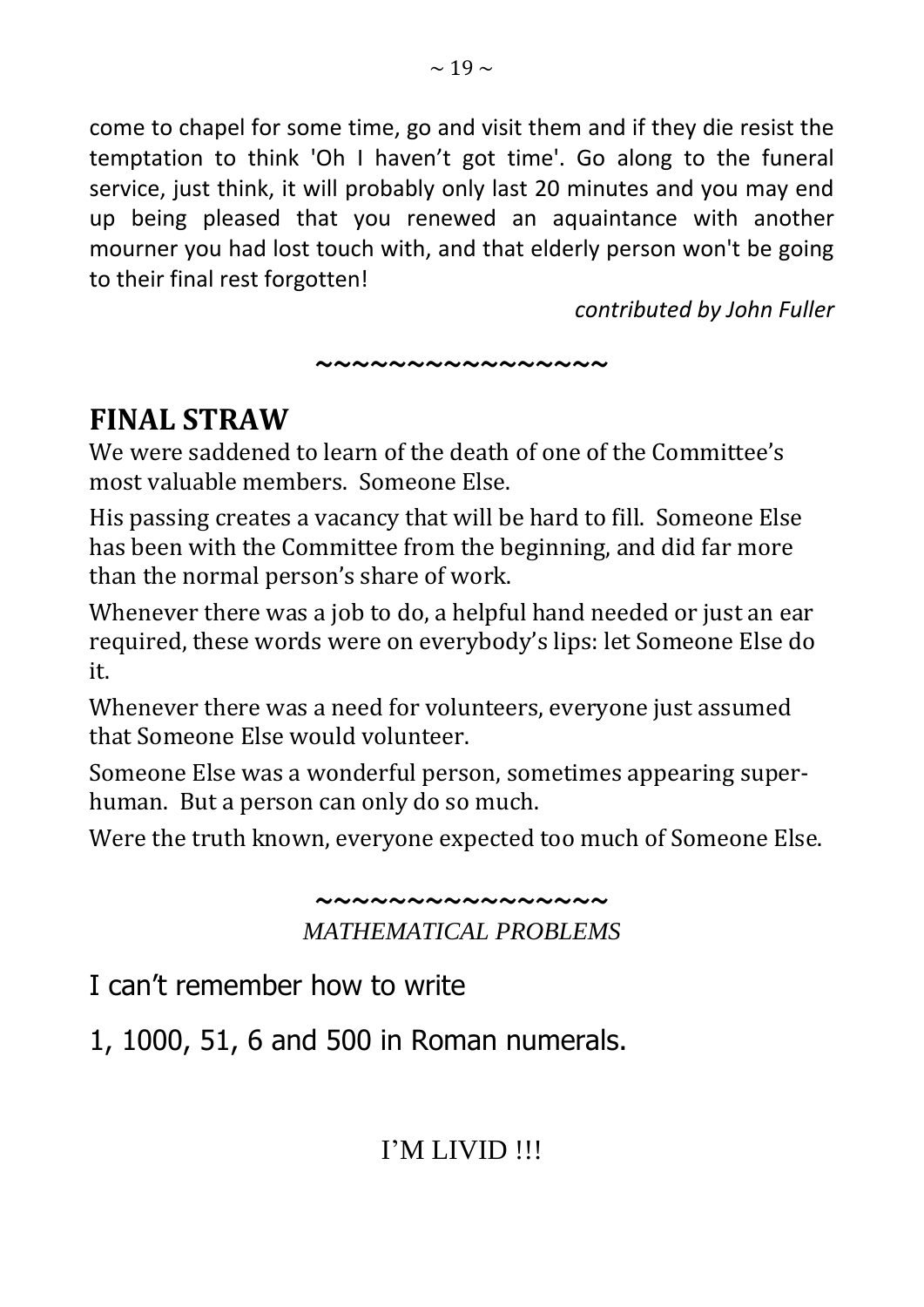come to chapel for some time, go and visit them and if they die resist the temptation to think 'Oh I haven't got time'. Go along to the funeral service, just think, it will probably only last 20 minutes and you may end up being pleased that you renewed an aquaintance with another mourner you had lost touch with, and that elderly person won't be going to their final rest forgotten!

*contributed by John Fuller*

~~~~~~~~~~~~~~~~

## FINAL STRAW

We were saddened to learn of the death of one of the Committee's most valuable members. Someone Else.

His passing creates a vacancy that will be hard to fill. Someone Else has been with the Committee from the beginning, and did far more than the normal person's share of work.

Whenever there was a job to do, a helpful hand needed or just an ear required, these words were on everybody's lips: let Someone Else do it.

Whenever there was a need for volunteers, everyone just assumed that Someone Else would volunteer.

Someone Else was a wonderful person, sometimes appearing super-human. But a person can only do so much.

Were the truth known, everyone expected too much of Someone Else.

~~~~~~~~~~~~~~~~

*MATHEMATICAL PROBLEMS*

I can't remember how to write

1, 1000, 51, 6 and 500 in Roman numerals.

I'M LIVID !!!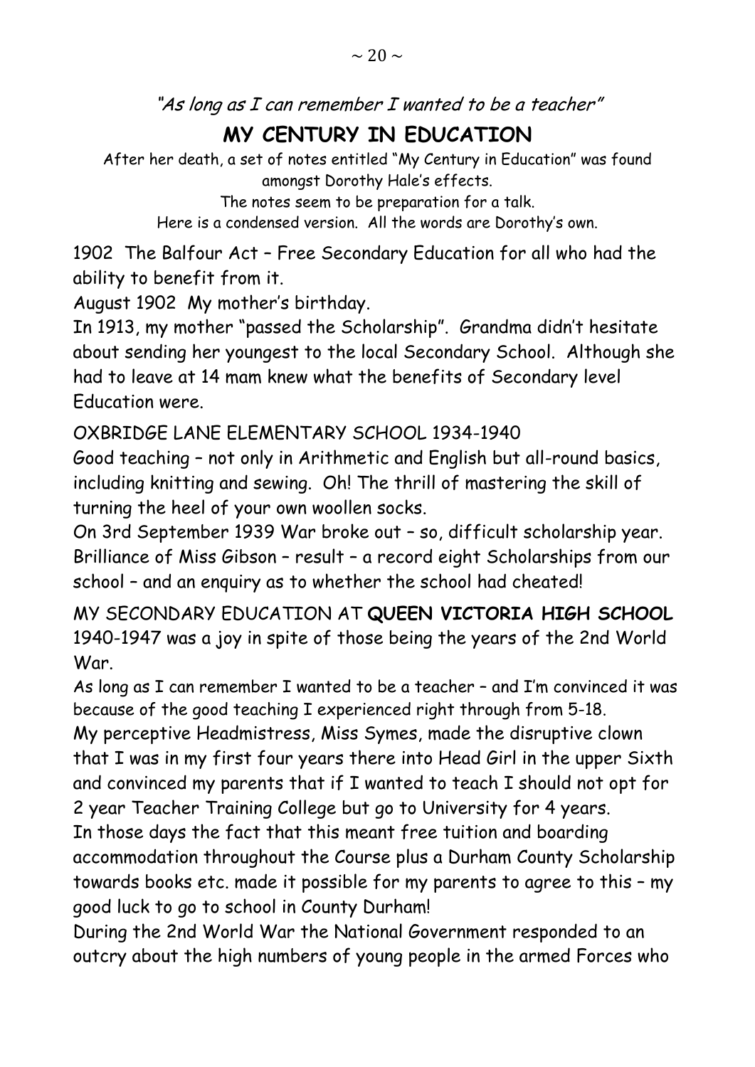*"As long as I can remember I wanted to be a teacher"*

# MY CENTURY IN EDUCATION

After her death, a set of notes entitled "My Century in Education" was found amongst Dorothy Hale's effects.
The notes seem to be preparation for a talk.
Here is a condensed version. All the words are Dorothy's own.

1902 The Balfour Act – Free Secondary Education for all who had the ability to benefit from it.
August 1902 My mother's birthday.
In 1913, my mother "passed the Scholarship". Grandma didn't hesitate about sending her youngest to the local Secondary School. Although she had to leave at 14 mam knew what the benefits of Secondary level Education were.

OXBRIDGE LANE ELEMENTARY SCHOOL 1934-1940
Good teaching – not only in Arithmetic and English but all-round basics, including knitting and sewing. Oh! The thrill of mastering the skill of turning the heel of your own woollen socks.
On 3rd September 1939 War broke out – so, difficult scholarship year. Brilliance of Miss Gibson – result – a record eight Scholarships from our school – and an enquiry as to whether the school had cheated!

MY SECONDARY EDUCATION AT **QUEEN VICTORIA HIGH SCHOOL** 1940-1947 was a joy in spite of those being the years of the 2nd World War.
As long as I can remember I wanted to be a teacher – and I'm convinced it was because of the good teaching I experienced right through from 5-18.
My perceptive Headmistress, Miss Symes, made the disruptive clown that I was in my first four years there into Head Girl in the upper Sixth and convinced my parents that if I wanted to teach I should not opt for 2 year Teacher Training College but go to University for 4 years.
In those days the fact that this meant free tuition and boarding accommodation throughout the Course plus a Durham County Scholarship towards books etc. made it possible for my parents to agree to this – my good luck to go to school in County Durham!
During the 2nd World War the National Government responded to an outcry about the high numbers of young people in the armed Forces who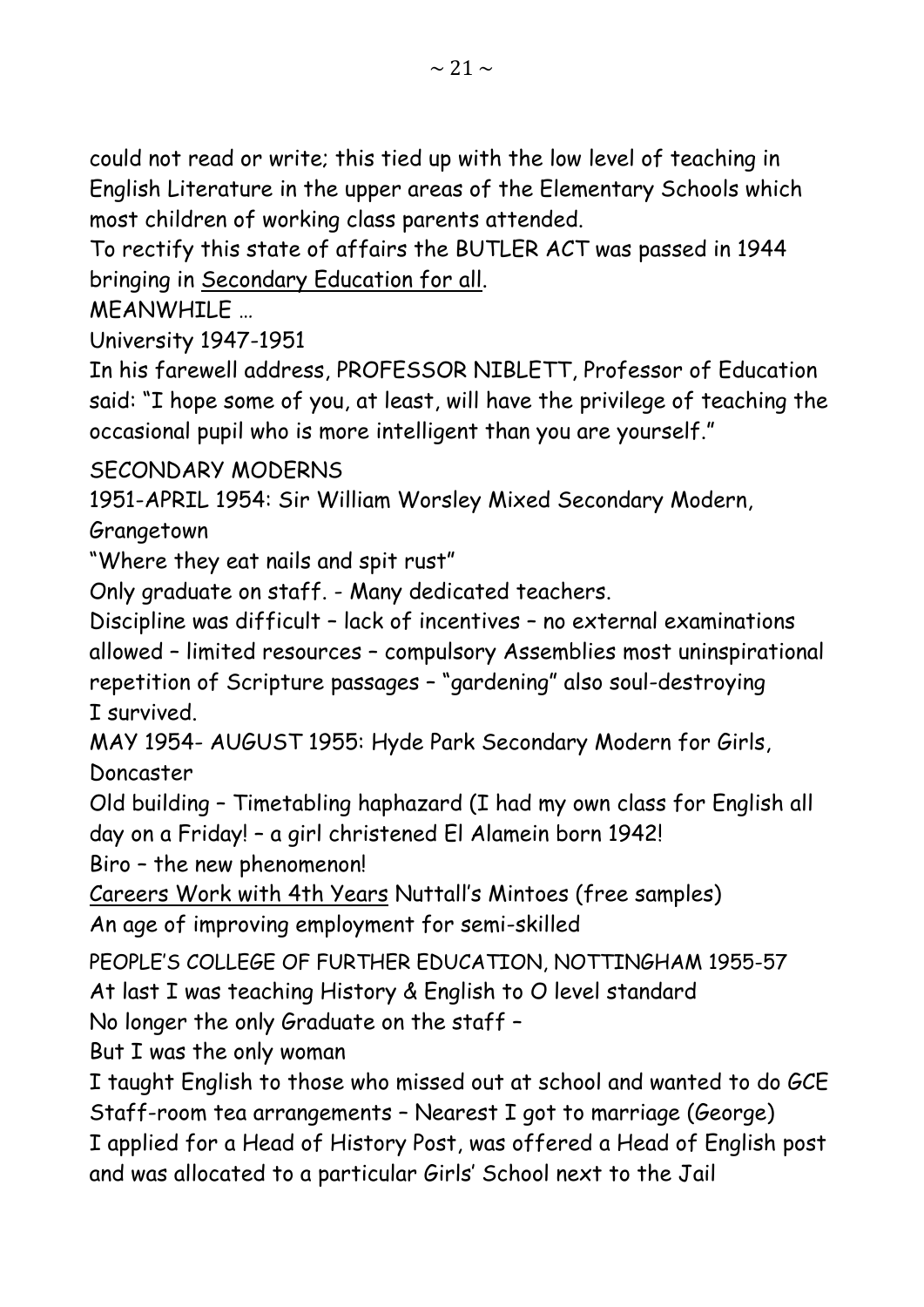could not read or write; this tied up with the low level of teaching in English Literature in the upper areas of the Elementary Schools which most children of working class parents attended.

To rectify this state of affairs the BUTLER ACT was passed in 1944 bringing in <u>Secondary Education for all</u>.

MEANWHILE …

University 1947-1951

In his farewell address, PROFESSOR NIBLETT, Professor of Education said: "I hope some of you, at least, will have the privilege of teaching the occasional pupil who is more intelligent than you are yourself."

SECONDARY MODERNS

1951-APRIL 1954: Sir William Worsley Mixed Secondary Modern, Grangetown

"Where they eat nails and spit rust"

Only graduate on staff. - Many dedicated teachers.

Discipline was difficult – lack of incentives – no external examinations allowed – limited resources – compulsory Assemblies most uninspirational repetition of Scripture passages – "gardening" also soul-destroying

I survived.

MAY 1954- AUGUST 1955: Hyde Park Secondary Modern for Girls, Doncaster

Old building – Timetabling haphazard (I had my own class for English all day on a Friday! – a girl christened El Alamein born 1942!

Biro – the new phenomenon!

<u>Careers Work with 4th Years</u> Nuttall's Mintoes (free samples)

An age of improving employment for semi-skilled

PEOPLE'S COLLEGE OF FURTHER EDUCATION, NOTTINGHAM 1955-57

At last I was teaching History & English to O level standard

No longer the only Graduate on the staff –

But I was the only woman

I taught English to those who missed out at school and wanted to do GCE

Staff-room tea arrangements – Nearest I got to marriage (George)

I applied for a Head of History Post, was offered a Head of English post and was allocated to a particular Girls' School next to the Jail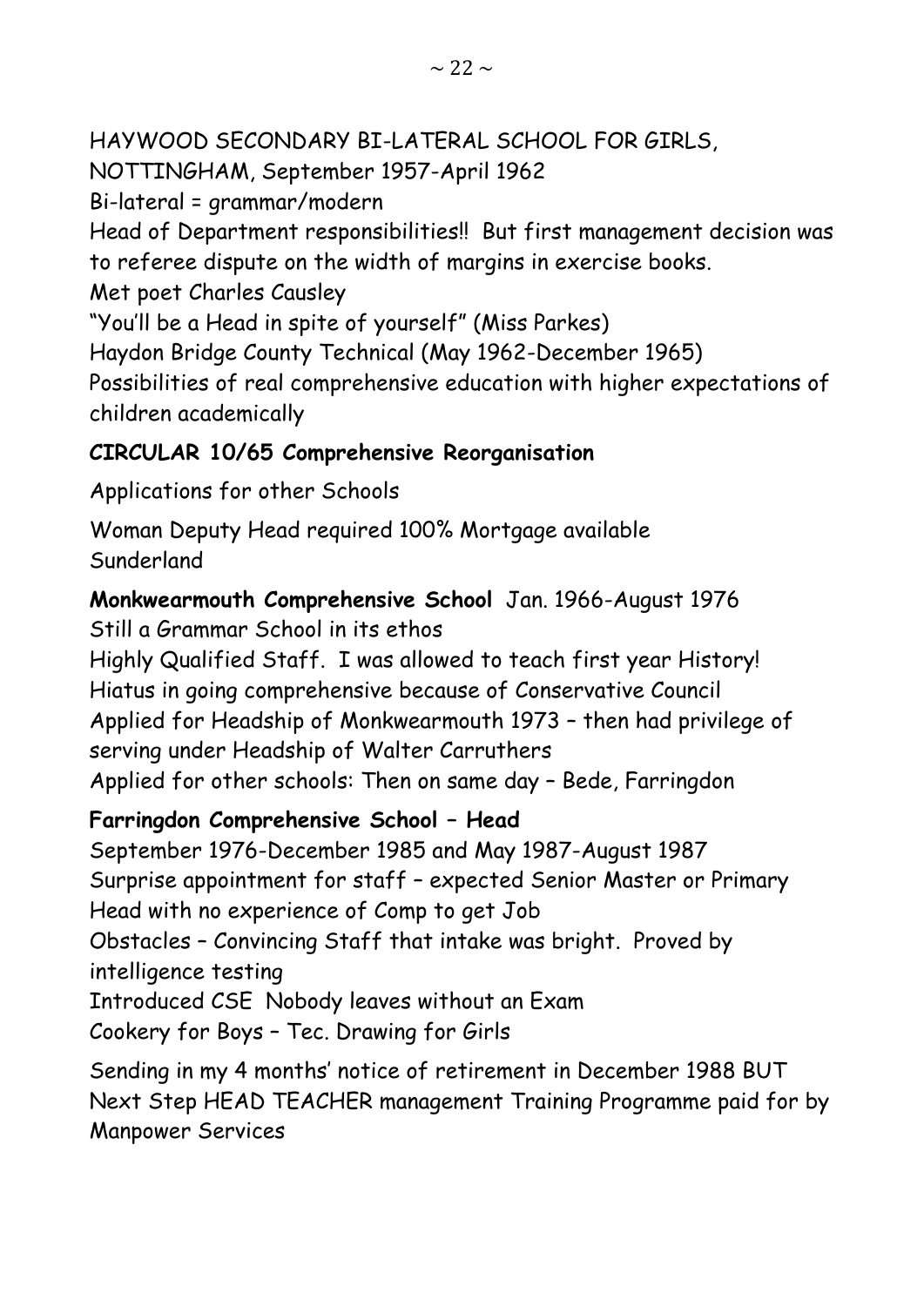HAYWOOD SECONDARY BI-LATERAL SCHOOL FOR GIRLS, NOTTINGHAM, September 1957-April 1962

Bi-lateral = grammar/modern

Head of Department responsibilities!! But first management decision was to referee dispute on the width of margins in exercise books.

Met poet Charles Causley

"You'll be a Head in spite of yourself" (Miss Parkes)

Haydon Bridge County Technical (May 1962-December 1965)

Possibilities of real comprehensive education with higher expectations of children academically

**CIRCULAR 10/65 Comprehensive Reorganisation**

Applications for other Schools

Woman Deputy Head required 100% Mortgage available
Sunderland

**Monkwearmouth Comprehensive School** Jan. 1966-August 1976

Still a Grammar School in its ethos

Highly Qualified Staff. I was allowed to teach first year History!

Hiatus in going comprehensive because of Conservative Council

Applied for Headship of Monkwearmouth 1973 – then had privilege of serving under Headship of Walter Carruthers

Applied for other schools: Then on same day – Bede, Farringdon

**Farringdon Comprehensive School – Head**

September 1976-December 1985 and May 1987-August 1987

Surprise appointment for staff – expected Senior Master or Primary Head with no experience of Comp to get Job

Obstacles – Convincing Staff that intake was bright. Proved by intelligence testing

Introduced CSE Nobody leaves without an Exam

Cookery for Boys – Tec. Drawing for Girls

Sending in my 4 months' notice of retirement in December 1988 BUT Next Step HEAD TEACHER management Training Programme paid for by Manpower Services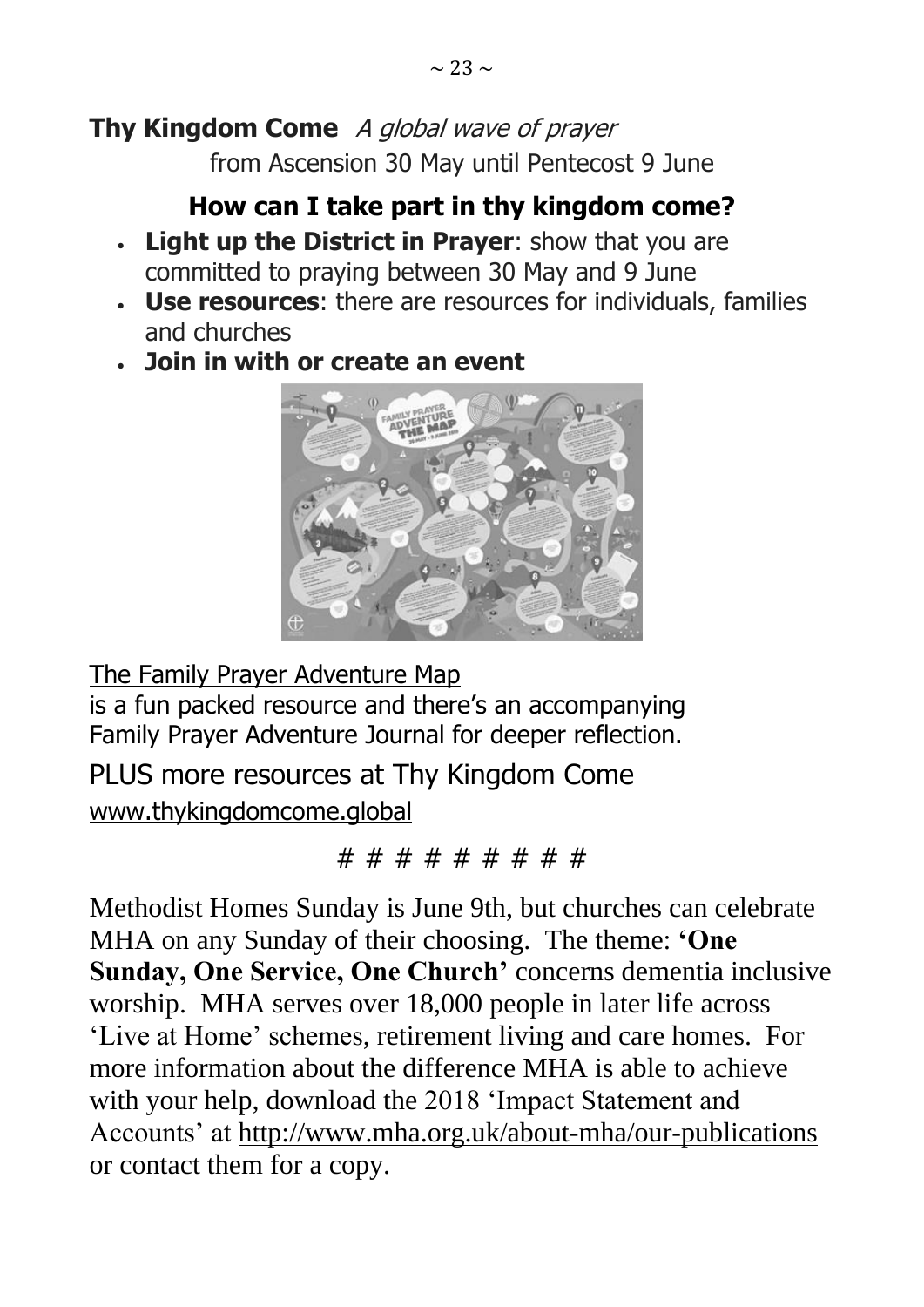**Thy Kingdom Come** *A global wave of prayer*

from Ascension 30 May until Pentecost 9 June

## How can I take part in thy kingdom come?

- **Light up the District in Prayer**: show that you are committed to praying between 30 May and 9 June
- **Use resources**: there are resources for individuals, families and churches
- **Join in with or create an event**

The Family Prayer Adventure Map is a fun packed resource and there's an accompanying Family Prayer Adventure Journal for deeper reflection.

PLUS more resources at Thy Kingdom Come www.thykingdomcome.global

# # # # # # # # #

Methodist Homes Sunday is June 9th, but churches can celebrate MHA on any Sunday of their choosing. The theme: **'One Sunday, One Service, One Church'** concerns dementia inclusive worship. MHA serves over 18,000 people in later life across 'Live at Home' schemes, retirement living and care homes. For more information about the difference MHA is able to achieve with your help, download the 2018 'Impact Statement and Accounts' at http://www.mha.org.uk/about-mha/our-publications or contact them for a copy.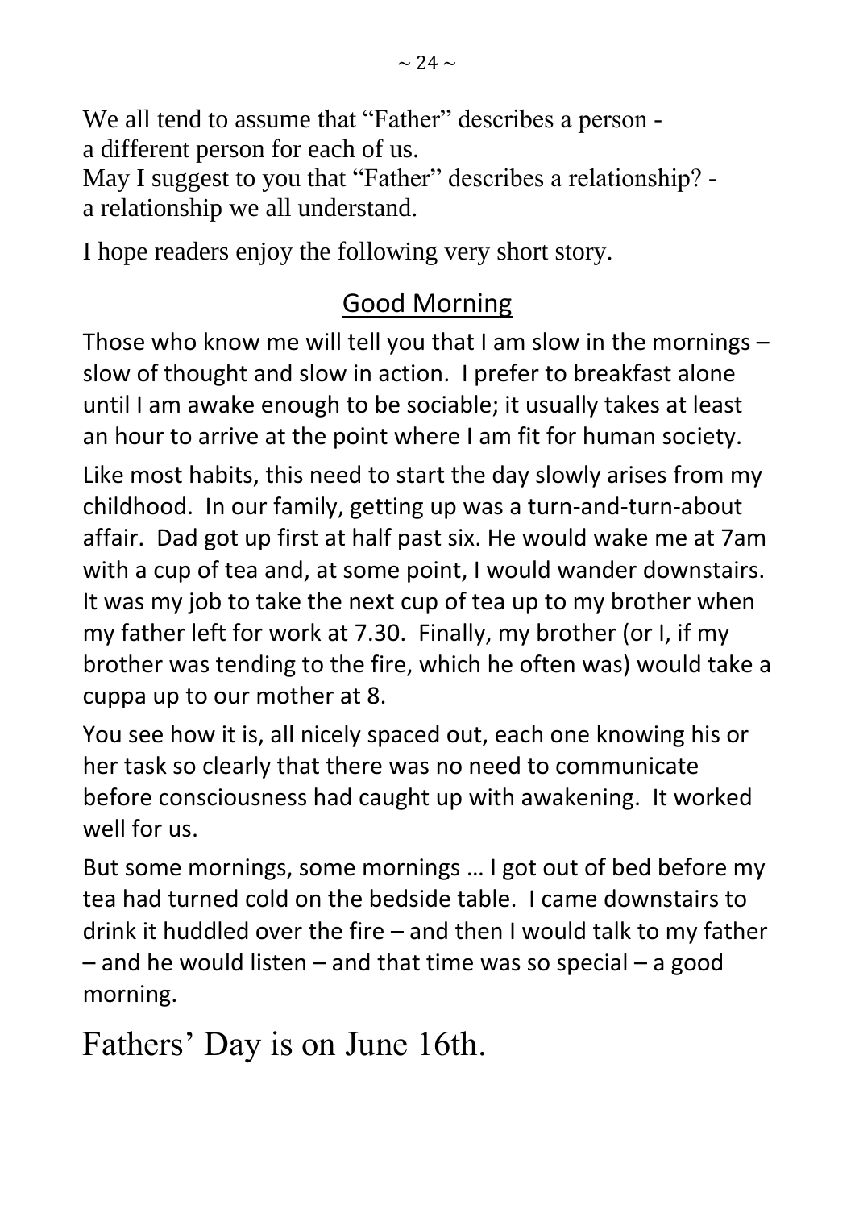We all tend to assume that "Father" describes a person -
a different person for each of us.
May I suggest to you that "Father" describes a relationship? -
a relationship we all understand.

I hope readers enjoy the following very short story.

## Good Morning

Those who know me will tell you that I am slow in the mornings – slow of thought and slow in action. I prefer to breakfast alone until I am awake enough to be sociable; it usually takes at least an hour to arrive at the point where I am fit for human society.

Like most habits, this need to start the day slowly arises from my childhood. In our family, getting up was a turn-and-turn-about affair. Dad got up first at half past six. He would wake me at 7am with a cup of tea and, at some point, I would wander downstairs. It was my job to take the next cup of tea up to my brother when my father left for work at 7.30. Finally, my brother (or I, if my brother was tending to the fire, which he often was) would take a cuppa up to our mother at 8.

You see how it is, all nicely spaced out, each one knowing his or her task so clearly that there was no need to communicate before consciousness had caught up with awakening. It worked well for us.

But some mornings, some mornings … I got out of bed before my tea had turned cold on the bedside table. I came downstairs to drink it huddled over the fire – and then I would talk to my father – and he would listen – and that time was so special – a good morning.

Fathers' Day is on June 16th.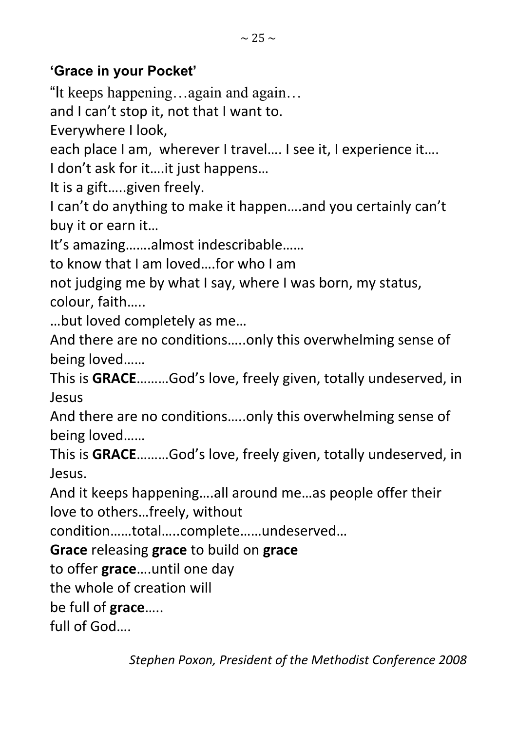**'Grace in your Pocket'**

"It keeps happening…again and again…
and I can't stop it, not that I want to.
Everywhere I look,
each place I am, wherever I travel…. I see it, I experience it….
I don't ask for it….it just happens…
It is a gift…..given freely.
I can't do anything to make it happen….and you certainly can't buy it or earn it…
It's amazing…….almost indescribable……
to know that I am loved….for who I am
not judging me by what I say, where I was born, my status, colour, faith…..
…but loved completely as me…
And there are no conditions…..only this overwhelming sense of being loved……
This is **GRACE**………God's love, freely given, totally undeserved, in Jesus
And there are no conditions…..only this overwhelming sense of being loved……
This is **GRACE**………God's love, freely given, totally undeserved, in Jesus.
And it keeps happening….all around me…as people offer their love to others…freely, without
condition……total…..complete……undeserved…
**Grace** releasing **grace** to build on **grace**
to offer **grace**….until one day
the whole of creation will
be full of **grace**…..
full of God….

*Stephen Poxon, President of the Methodist Conference 2008*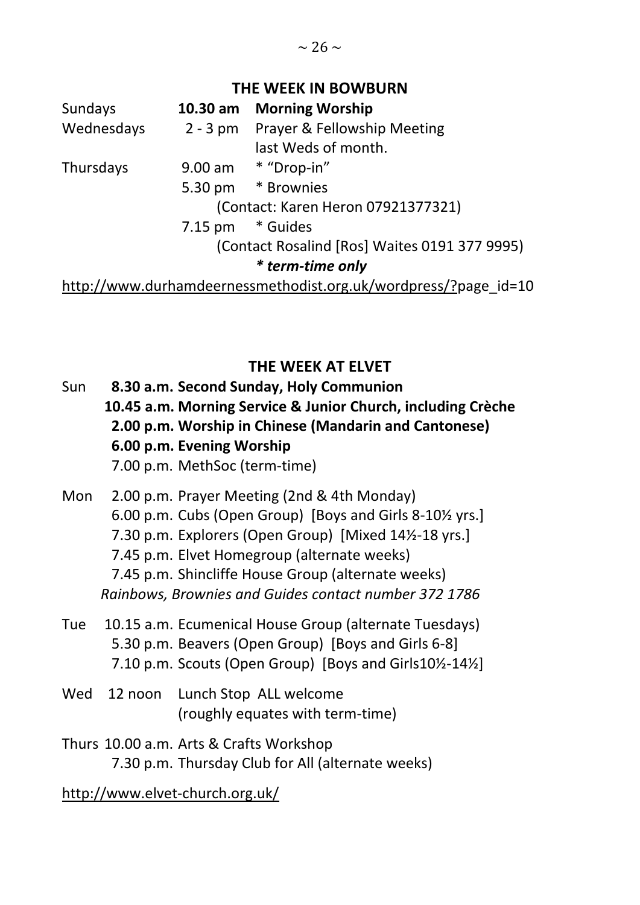## THE WEEK IN BOWBURN

| | | |
|---|---|---|
| Sundays | **10.30 am** | **Morning Worship** |
| Wednesdays | 2 - 3 pm | Prayer & Fellowship Meeting last Weds of month. |
| Thursdays | 9.00 am | * "Drop-in" |
| | 5.30 pm | * Brownies (Contact: Karen Heron 07921377321) |
| | 7.15 pm | * Guides (Contact Rosalind [Ros] Waites 0191 377 9995) |

***\* term-time only***

http://www.durhamdeernessmethodist.org.uk/wordpress/?page_id=10

## THE WEEK AT ELVET

Sun **8.30 a.m. Second Sunday, Holy Communion**
**10.45 a.m. Morning Service & Junior Church, including Crèche**
**2.00 p.m. Worship in Chinese (Mandarin and Cantonese)**
**6.00 p.m. Evening Worship**
7.00 p.m. MethSoc (term-time)

Mon 2.00 p.m. Prayer Meeting (2nd & 4th Monday)
6.00 p.m. Cubs (Open Group) [Boys and Girls 8-10½ yrs.]
7.30 p.m. Explorers (Open Group) [Mixed 14½-18 yrs.]
7.45 p.m. Elvet Homegroup (alternate weeks)
7.45 p.m. Shincliffe House Group (alternate weeks)
*Rainbows, Brownies and Guides contact number 372 1786*

Tue 10.15 a.m. Ecumenical House Group (alternate Tuesdays)
5.30 p.m. Beavers (Open Group) [Boys and Girls 6-8]
7.10 p.m. Scouts (Open Group) [Boys and Girls10½-14½]

Wed 12 noon Lunch Stop ALL welcome
(roughly equates with term-time)

Thurs 10.00 a.m. Arts & Crafts Workshop
7.30 p.m. Thursday Club for All (alternate weeks)

http://www.elvet-church.org.uk/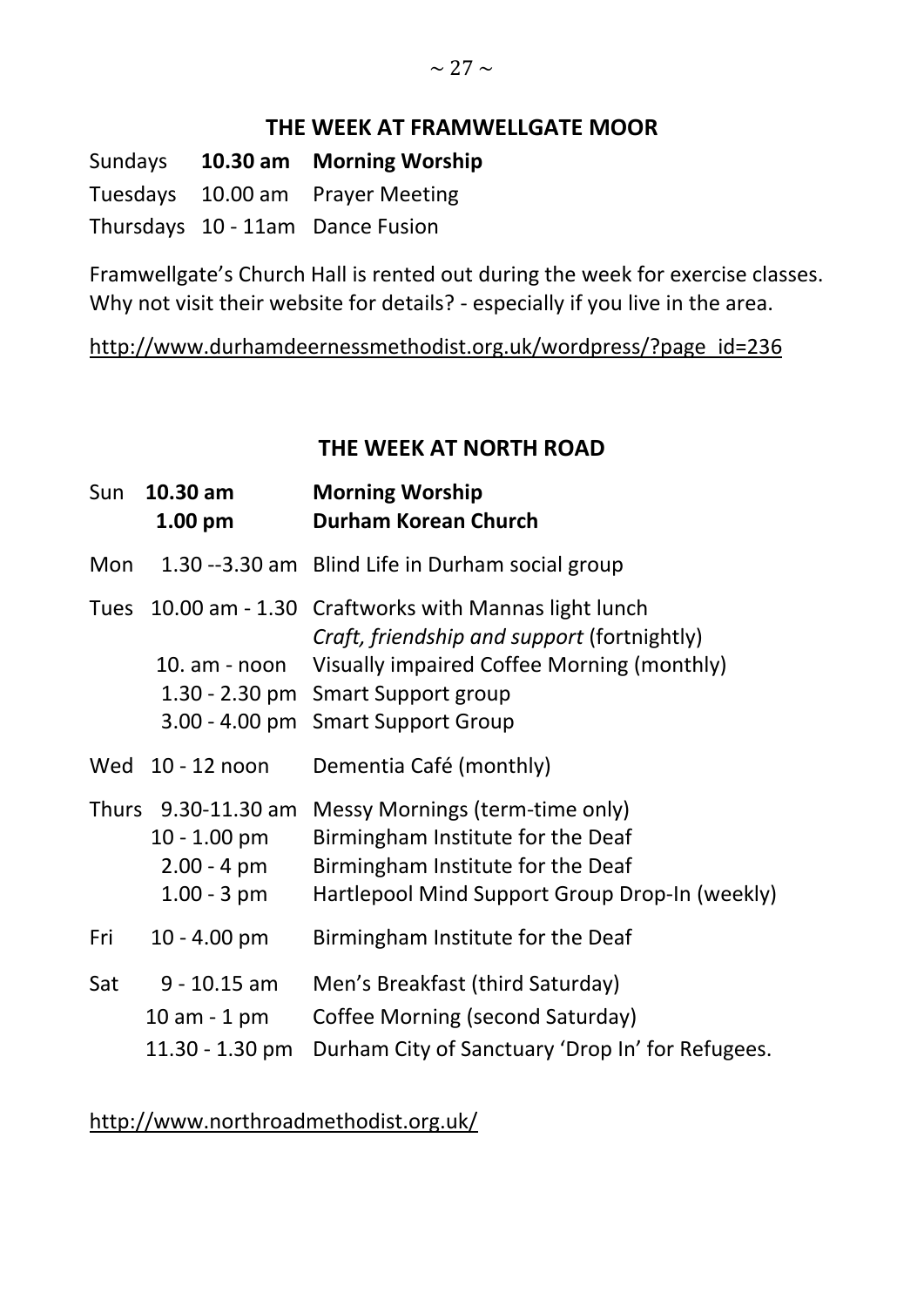## THE WEEK AT FRAMWELLGATE MOOR

| | | |
|---|---|---|
| Sundays | **10.30 am** | **Morning Worship** |
| Tuesdays | 10.00 am | Prayer Meeting |
| Thursdays | 10 - 11am | Dance Fusion |

Framwellgate's Church Hall is rented out during the week for exercise classes. Why not visit their website for details? - especially if you live in the area.

http://www.durhamdeernessmethodist.org.uk/wordpress/?page_id=236

## THE WEEK AT NORTH ROAD

| | | |
|---|---|---|
| Sun | **10.30 am** | **Morning Worship** |
| | **1.00 pm** | **Durham Korean Church** |
| Mon | 1.30 --3.30 am | Blind Life in Durham social group |
| Tues | 10.00 am - 1.30 | Craftworks with Mannas light lunch *Craft, friendship and support* (fortnightly) |
| | 10. am - noon | Visually impaired Coffee Morning (monthly) |
| | 1.30 - 2.30 pm | Smart Support group |
| | 3.00 - 4.00 pm | Smart Support Group |
| Wed | 10 - 12 noon | Dementia Café (monthly) |
| Thurs | 9.30-11.30 am | Messy Mornings (term-time only) |
| | 10 - 1.00 pm | Birmingham Institute for the Deaf |
| | 2.00 - 4 pm | Birmingham Institute for the Deaf |
| | 1.00 - 3 pm | Hartlepool Mind Support Group Drop-In (weekly) |
| Fri | 10 - 4.00 pm | Birmingham Institute for the Deaf |
| Sat | 9 - 10.15 am | Men's Breakfast (third Saturday) |
| | 10 am - 1 pm | Coffee Morning (second Saturday) |
| | 11.30 - 1.30 pm | Durham City of Sanctuary 'Drop In' for Refugees. |

http://www.northroadmethodist.org.uk/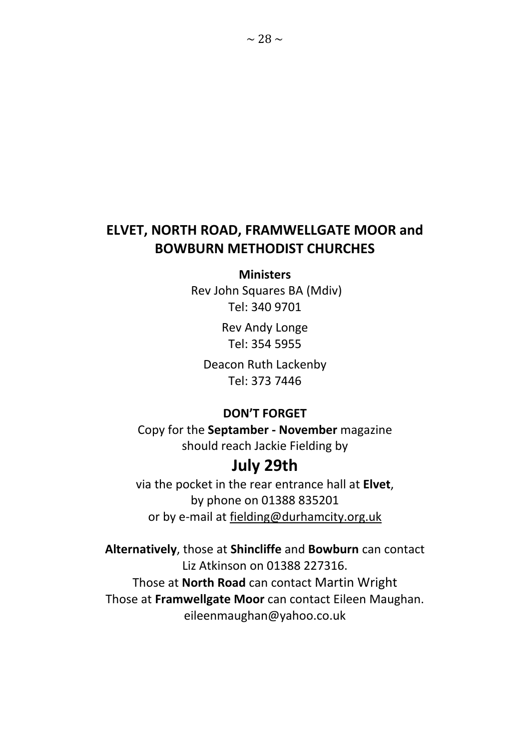## ELVET, NORTH ROAD, FRAMWELLGATE MOOR and BOWBURN METHODIST CHURCHES

**Ministers**

Rev John Squares BA (Mdiv)
Tel: 340 9701

Rev Andy Longe
Tel: 354 5955

Deacon Ruth Lackenby
Tel: 373 7446

**DON'T FORGET**

Copy for the **Septamber - November** magazine should reach Jackie Fielding by

### July 29th

via the pocket in the rear entrance hall at **Elvet**,
by phone on 01388 835201
or by e-mail at fielding@durhamcity.org.uk

**Alternatively**, those at **Shincliffe** and **Bowburn** can contact Liz Atkinson on 01388 227316.
Those at **North Road** can contact Martin Wright
Those at **Framwellgate Moor** can contact Eileen Maughan.
eileenmaughan@yahoo.co.uk